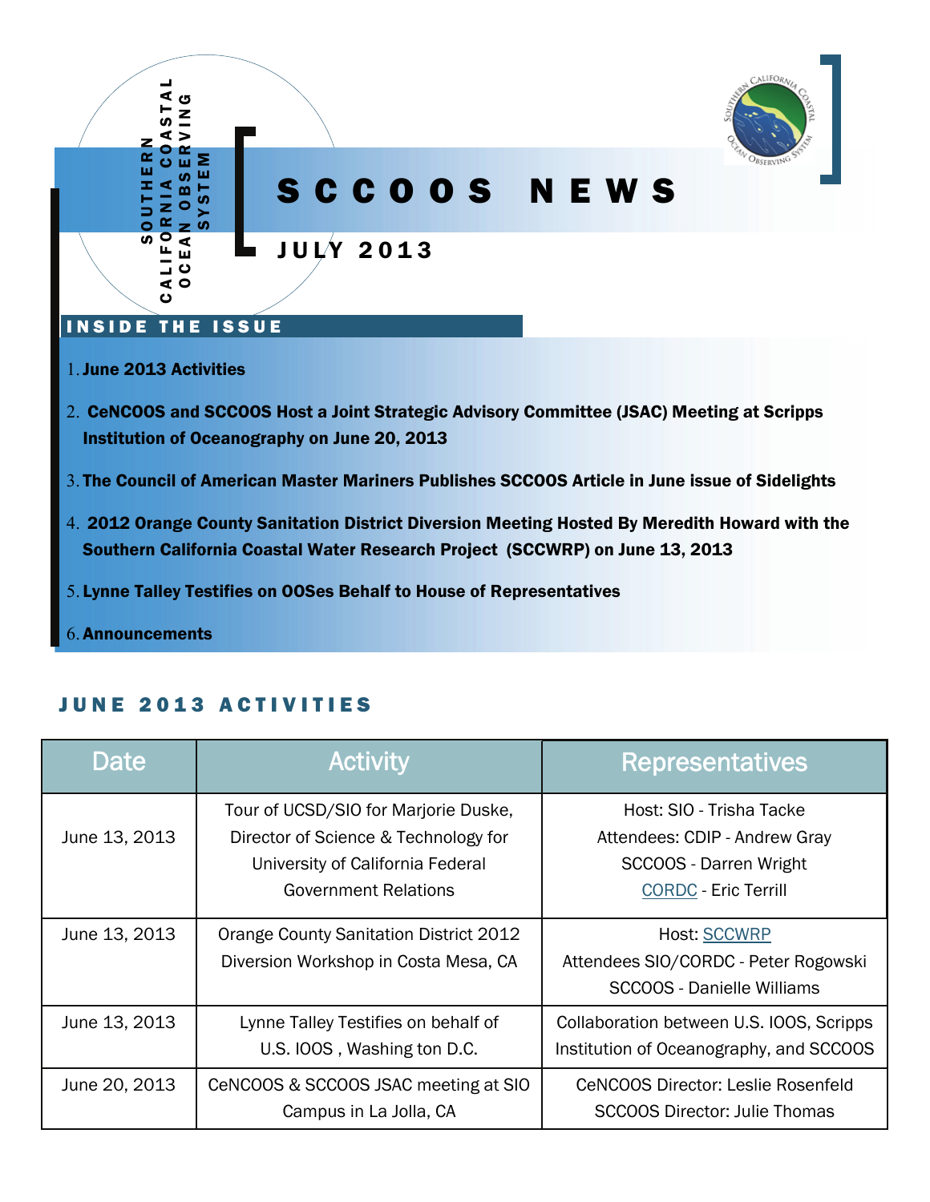SOUTHERN CALIFORNIA COASTAL OCEAN OBSERVING SYSTEM

# SCCOOS NEWS

JULY 2013

## INSIDE THE ISSUE

1. **June 2013 Activities**
2. **CeNCOOS and SCCOOS Host a Joint Strategic Advisory Committee (JSAC) Meeting at Scripps Institution of Oceanography on June 20, 2013**
3. **The Council of American Master Mariners Publishes SCCOOS Article in June issue of Sidelights**
4. **2012 Orange County Sanitation District Diversion Meeting Hosted By Meredith Howard with the Southern California Coastal Water Research Project (SCCWRP) on June 13, 2013**
5. **Lynne Talley Testifies on OOSes Behalf to House of Representatives**
6. **Announcements**

## JUNE 2013 ACTIVITIES

| Date | Activity | Representatives |
|---|---|---|
| June 13, 2013 | Tour of UCSD/SIO for Marjorie Duske, Director of Science & Technology for University of California Federal Government Relations | Host: SIO - Trisha Tacke<br>Attendees: CDIP - Andrew Gray<br>SCCOOS - Darren Wright<br>CORDC - Eric Terrill |
| June 13, 2013 | Orange County Sanitation District 2012 Diversion Workshop in Costa Mesa, CA | Host: SCCWRP<br>Attendees SIO/CORDC - Peter Rogowski<br>SCCOOS - Danielle Williams |
| June 13, 2013 | Lynne Talley Testifies on behalf of U.S. IOOS , Washing ton D.C. | Collaboration between U.S. IOOS, Scripps Institution of Oceanography, and SCCOOS |
| June 20, 2013 | CeNCOOS & SCCOOS JSAC meeting at SIO Campus in La Jolla, CA | CeNCOOS Director: Leslie Rosenfeld<br>SCCOOS Director: Julie Thomas |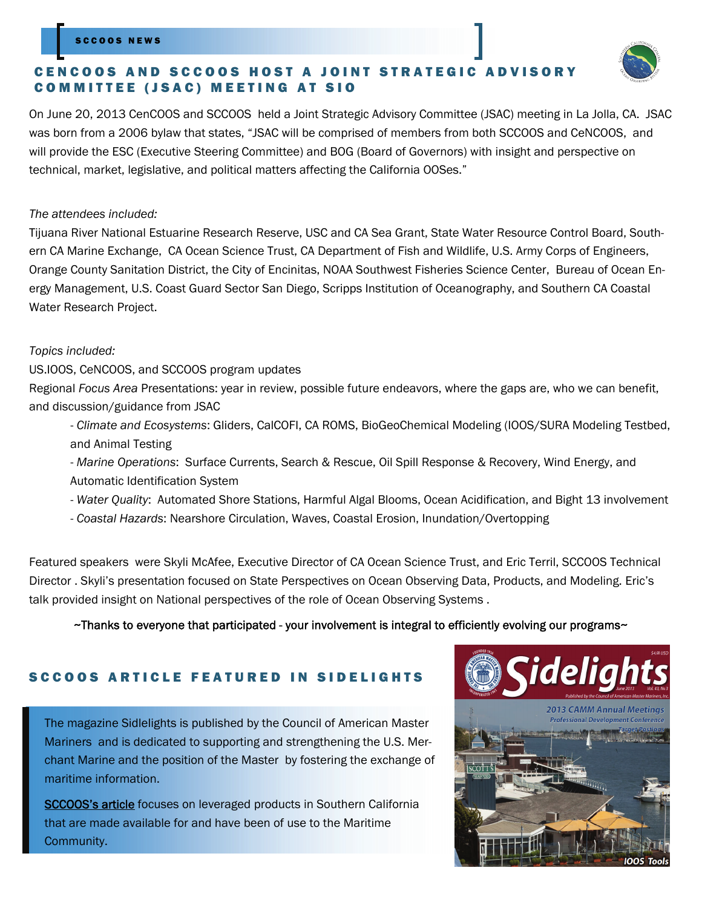## CENCOOS AND SCCOOS HOST A JOINT STRATEGIC ADVISORY COMMITTEE (JSAC) MEETING AT SIO

On June 20, 2013 CenCOOS and SCCOOS held a Joint Strategic Advisory Committee (JSAC) meeting in La Jolla, CA. JSAC was born from a 2006 bylaw that states, "JSAC will be comprised of members from both SCCOOS and CeNCOOS, and will provide the ESC (Executive Steering Committee) and BOG (Board of Governors) with insight and perspective on technical, market, legislative, and political matters affecting the California OOSes."

*The attendees included:*

Tijuana River National Estuarine Research Reserve, USC and CA Sea Grant, State Water Resource Control Board, Southern CA Marine Exchange, CA Ocean Science Trust, CA Department of Fish and Wildlife, U.S. Army Corps of Engineers, Orange County Sanitation District, the City of Encinitas, NOAA Southwest Fisheries Science Center, Bureau of Ocean Energy Management, U.S. Coast Guard Sector San Diego, Scripps Institution of Oceanography, and Southern CA Coastal Water Research Project.

*Topics included:*

US.IOOS, CeNCOOS, and SCCOOS program updates

Regional *Focus Area* Presentations: year in review, possible future endeavors, where the gaps are, who we can benefit, and discussion/guidance from JSAC

- *Climate and Ecosystems*: Gliders, CalCOFI, CA ROMS, BioGeoChemical Modeling (IOOS/SURA Modeling Testbed, and Animal Testing
- *Marine Operations*: Surface Currents, Search & Rescue, Oil Spill Response & Recovery, Wind Energy, and Automatic Identification System
- *Water Quality*: Automated Shore Stations, Harmful Algal Blooms, Ocean Acidification, and Bight 13 involvement
- *Coastal Hazards*: Nearshore Circulation, Waves, Coastal Erosion, Inundation/Overtopping

Featured speakers were Skyli McAfee, Executive Director of CA Ocean Science Trust, and Eric Terril, SCCOOS Technical Director . Skyli's presentation focused on State Perspectives on Ocean Observing Data, Products, and Modeling. Eric's talk provided insight on National perspectives of the role of Ocean Observing Systems .

~Thanks to everyone that participated - your involvement is integral to efficiently evolving our programs~

## SCCOOS ARTICLE FEATURED IN SIDELIGHTS

The magazine Sidelights is published by the Council of American Master Mariners and is dedicated to supporting and strengthening the U.S. Merchant Marine and the position of the Master by fostering the exchange of maritime information.

SCCOOS's article focuses on leveraged products in Southern California that are made available for and have been of use to the Maritime Community.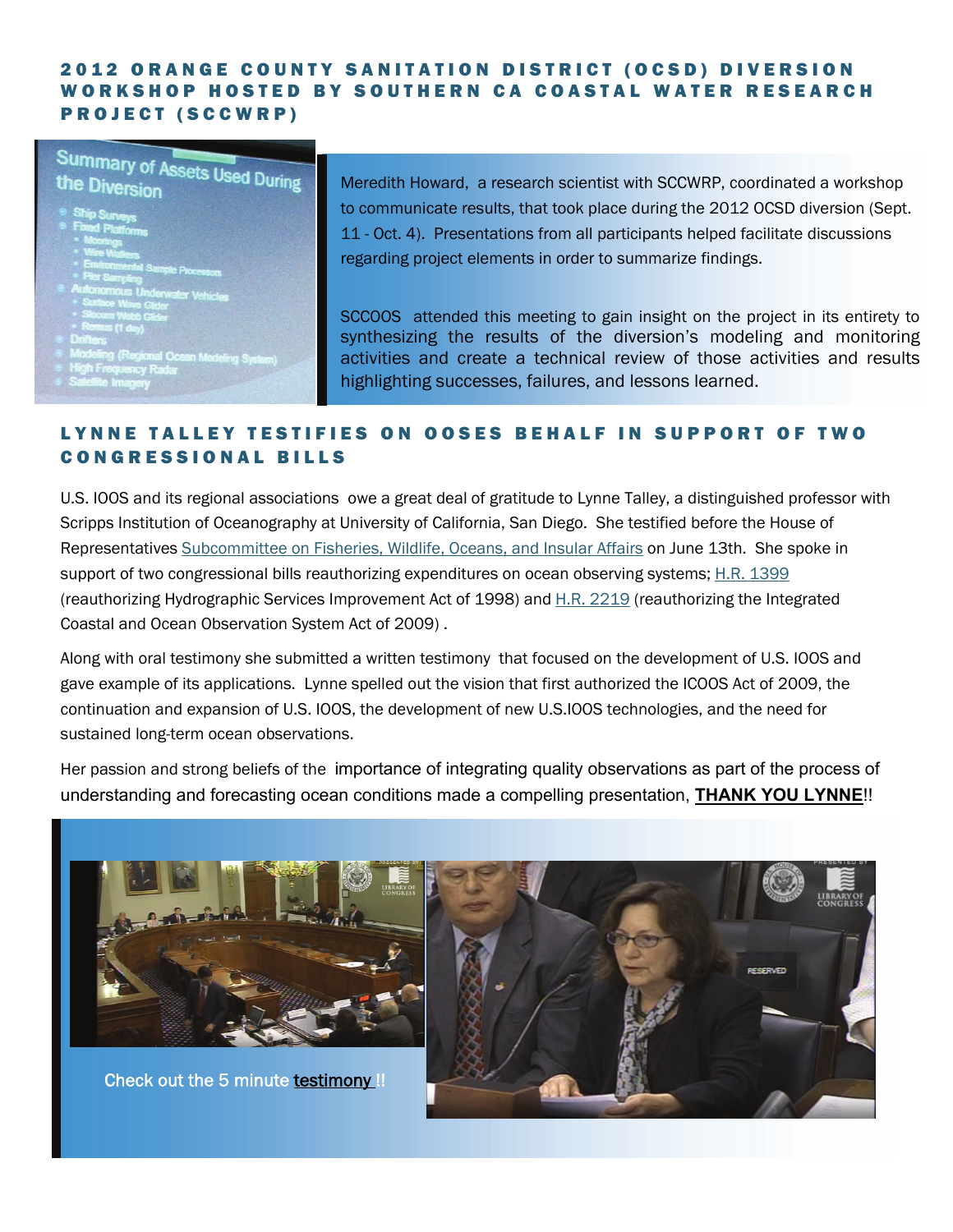## 2012 ORANGE COUNTY SANITATION DISTRICT (OCSD) DIVERSION WORKSHOP HOSTED BY SOUTHERN CA COASTAL WATER RESEARCH PROJECT (SCCWRP)

Meredith Howard, a research scientist with SCCWRP, coordinated a workshop to communicate results, that took place during the 2012 OCSD diversion (Sept. 11 - Oct. 4). Presentations from all participants helped facilitate discussions regarding project elements in order to summarize findings.

SCCOOS attended this meeting to gain insight on the project in its entirety to synthesizing the results of the diversion's modeling and monitoring activities and create a technical review of those activities and results highlighting successes, failures, and lessons learned.

## LYNNE TALLEY TESTIFIES ON OOSES BEHALF IN SUPPORT OF TWO CONGRESSIONAL BILLS

U.S. IOOS and its regional associations owe a great deal of gratitude to Lynne Talley, a distinguished professor with Scripps Institution of Oceanography at University of California, San Diego. She testified before the House of Representatives Subcommittee on Fisheries, Wildlife, Oceans, and Insular Affairs on June 13th. She spoke in support of two congressional bills reauthorizing expenditures on ocean observing systems; H.R. 1399 (reauthorizing Hydrographic Services Improvement Act of 1998) and H.R. 2219 (reauthorizing the Integrated Coastal and Ocean Observation System Act of 2009) .

Along with oral testimony she submitted a written testimony that focused on the development of U.S. IOOS and gave example of its applications. Lynne spelled out the vision that first authorized the ICOOS Act of 2009, the continuation and expansion of U.S. IOOS, the development of new U.S.IOOS technologies, and the need for sustained long-term ocean observations.

Her passion and strong beliefs of the importance of integrating quality observations as part of the process of understanding and forecasting ocean conditions made a compelling presentation, **THANK YOU LYNNE**!!

Check out the 5 minute testimony !!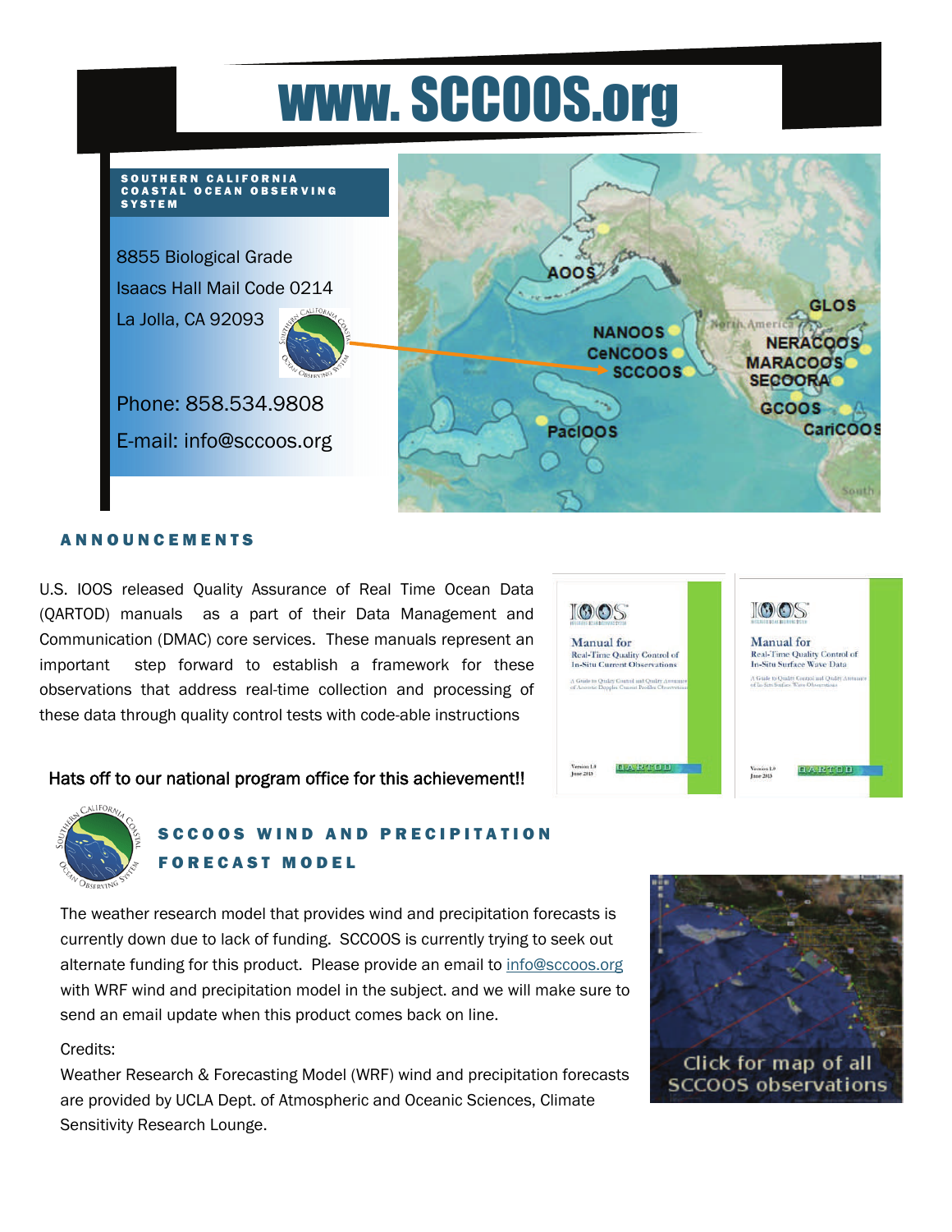# www. SCCOOS.org

**SOUTHERN CALIFORNIA COASTAL OCEAN OBSERVING SYSTEM**

8855 Biological Grade
Isaacs Hall Mail Code 0214
La Jolla, CA 92093

Phone: 858.534.9808
E-mail: info@sccoos.org

## ANNOUNCEMENTS

U.S. IOOS released Quality Assurance of Real Time Ocean Data (QARTOD) manuals as a part of their Data Management and Communication (DMAC) core services. These manuals represent an important step forward to establish a framework for these observations that address real-time collection and processing of these data through quality control tests with code-able instructions

Hats off to our national program office for this achievement!!

## SCCOOS WIND AND PRECIPITATION FORECAST MODEL

The weather research model that provides wind and precipitation forecasts is currently down due to lack of funding. SCCOOS is currently trying to seek out alternate funding for this product. Please provide an email to info@sccoos.org with WRF wind and precipitation model in the subject. and we will make sure to send an email update when this product comes back on line.

Credits:

Weather Research & Forecasting Model (WRF) wind and precipitation forecasts are provided by UCLA Dept. of Atmospheric and Oceanic Sciences, Climate Sensitivity Research Lounge.

Click for map of all SCCOOS observations